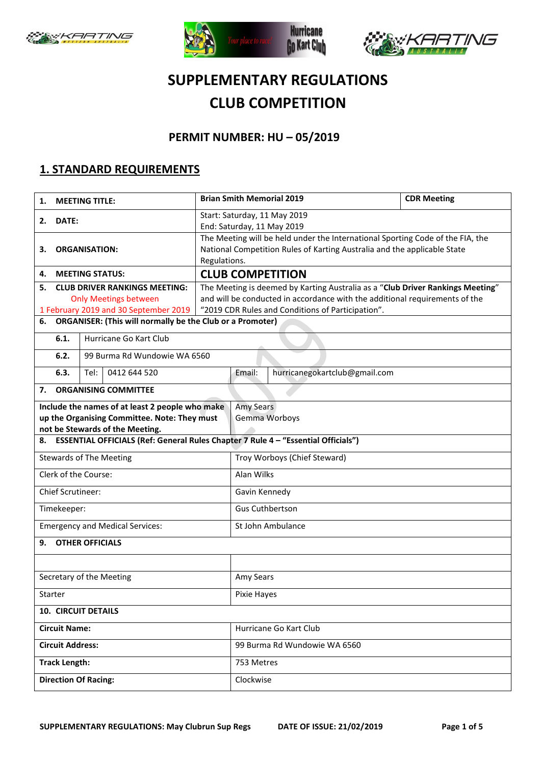# SUPPLEMENTARY REGULATIONS
# CLUB COMPETITION

## PERMIT NUMBER: HU – 05/2019

## 1. STANDARD REQUIREMENTS

| | | |
|---|---|---|
| **1. MEETING TITLE:** | **Brian Smith Memorial 2019** | **CDR Meeting** |
| **2. DATE:** | Start: Saturday, 11 May 2019<br>End: Saturday, 11 May 2019 | |
| **3. ORGANISATION:** | The Meeting will be held under the International Sporting Code of the FIA, the National Competition Rules of Karting Australia and the applicable State Regulations. | |
| **4. MEETING STATUS:** | **CLUB COMPETITION** | |
| **5. CLUB DRIVER RANKINGS MEETING:** Only Meetings between 1 February 2019 and 30 September 2019 | The Meeting is deemed by Karting Australia as a "**Club Driver Rankings Meeting**" and will be conducted in accordance with the additional requirements of the "2019 CDR Rules and Conditions of Participation". | |

**6. ORGANISER: (This will normally be the Club or a Promoter)**

| | | | | |
|---|---|---|---|---|
| **6.1.** | Hurricane Go Kart Club | | | |
| **6.2.** | 99 Burma Rd Wundowie WA 6560 | | | |
| **6.3.** | Tel: 0412 644 520 | | Email: | hurricanegokartclub@gmail.com |

**7. ORGANISING COMMITTEE**

| | |
|---|---|
| **Include the names of at least 2 people who make up the Organising Committee. Note: They must not be Stewards of the Meeting.** | Amy Sears<br>Gemma Worboys |

**8. ESSENTIAL OFFICIALS (Ref: General Rules Chapter 7 Rule 4 – "Essential Officials")**

| | |
|---|---|
| Stewards of The Meeting | Troy Worboys (Chief Steward) |
| Clerk of the Course: | Alan Wilks |
| Chief Scrutineer: | Gavin Kennedy |
| Timekeeper: | Gus Cuthbertson |
| Emergency and Medical Services: | St John Ambulance |

**9. OTHER OFFICIALS**

| | |
|---|---|
| | |
| Secretary of the Meeting | Amy Sears |
| Starter | Pixie Hayes |

**10. CIRCUIT DETAILS**

| | |
|---|---|
| **Circuit Name:** | Hurricane Go Kart Club |
| **Circuit Address:** | 99 Burma Rd Wundowie WA 6560 |
| **Track Length:** | 753 Metres |
| **Direction Of Racing:** | Clockwise |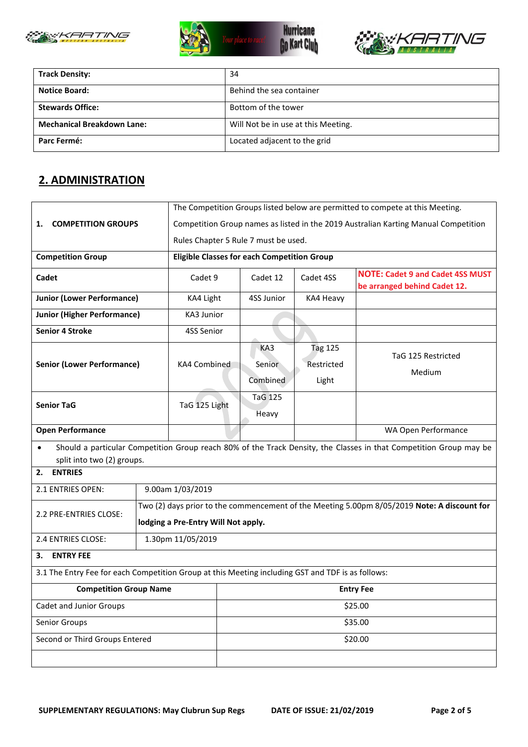| | |
|---|---|
| **Track Density:** | 34 |
| **Notice Board:** | Behind the sea container |
| **Stewards Office:** | Bottom of the tower |
| **Mechanical Breakdown Lane:** | Will Not be in use at this Meeting. |
| **Parc Fermé:** | Located adjacent to the grid |

## 2. ADMINISTRATION

**1. COMPETITION GROUPS**

The Competition Groups listed below are permitted to compete at this Meeting. Competition Group names as listed in the 2019 Australian Karting Manual Competition Rules Chapter 5 Rule 7 must be used.

| **Competition Group** | **Eligible Classes for each Competition Group** | | | |
|---|---|---|---|---|
| **Cadet** | Cadet 9 | Cadet 12 | Cadet 4SS | **NOTE: Cadet 9 and Cadet 4SS MUST be arranged behind Cadet 12.** |
| **Junior (Lower Performance)** | KA4 Light | 4SS Junior | KA4 Heavy | |
| **Junior (Higher Performance)** | KA3 Junior | | | |
| **Senior 4 Stroke** | 4SS Senior | | | |
| **Senior (Lower Performance)** | KA4 Combined | KA3 Senior Combined | Tag 125 Restricted Light | TaG 125 Restricted Medium |
| **Senior TaG** | TaG 125 Light | TaG 125 Heavy | | |
| **Open Performance** | | | | WA Open Performance |

- Should a particular Competition Group reach 80% of the Track Density, the Classes in that Competition Group may be split into two (2) groups.

**2. ENTRIES**

| | |
|---|---|
| 2.1 ENTRIES OPEN: | 9.00am 1/03/2019 |
| 2.2 PRE-ENTRIES CLOSE: | Two (2) days prior to the commencement of the Meeting 5.00pm 8/05/2019 **Note: A discount for lodging a Pre-Entry Will Not apply.** |
| 2.4 ENTRIES CLOSE: | 1.30pm 11/05/2019 |

**3. ENTRY FEE**

3.1 The Entry Fee for each Competition Group at this Meeting including GST and TDF is as follows:

| **Competition Group Name** | **Entry Fee** |
|---|---|
| Cadet and Junior Groups | $25.00 |
| Senior Groups | $35.00 |
| Second or Third Groups Entered | $20.00 |
| | |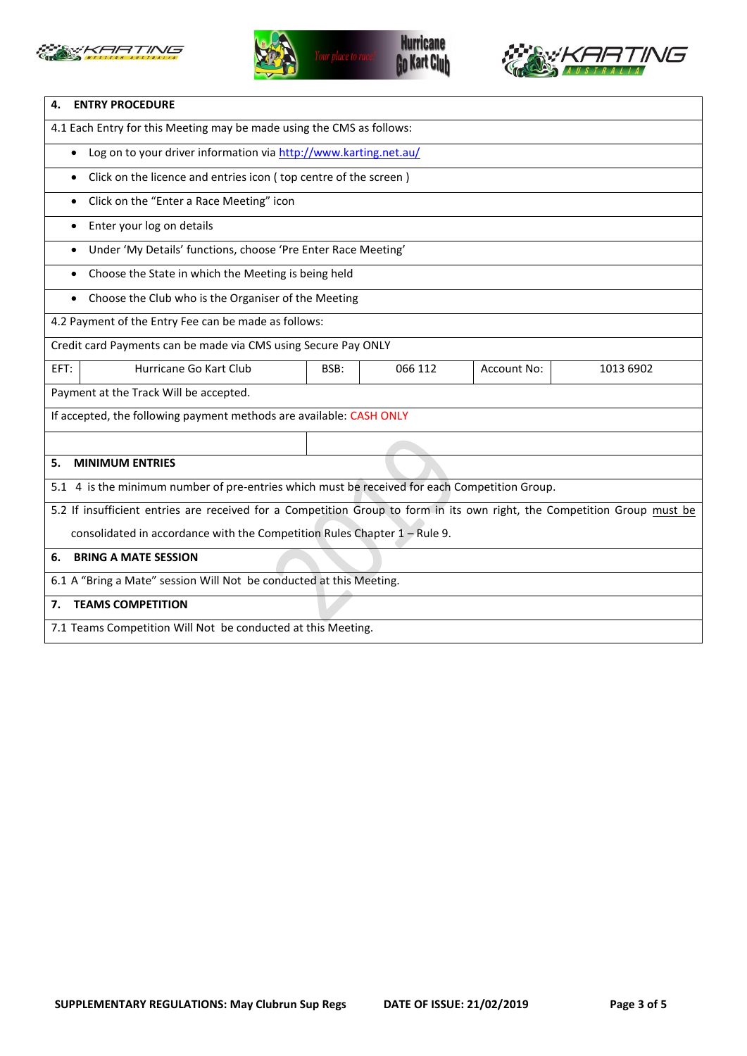## 4. ENTRY PROCEDURE

4.1 Each Entry for this Meeting may be made using the CMS as follows:

- Log on to your driver information via http://www.karting.net.au/
- Click on the licence and entries icon ( top centre of the screen )
- Click on the "Enter a Race Meeting" icon
- Enter your log on details
- Under 'My Details' functions, choose 'Pre Enter Race Meeting'
- Choose the State in which the Meeting is being held
- Choose the Club who is the Organiser of the Meeting

4.2 Payment of the Entry Fee can be made as follows:

Credit card Payments can be made via CMS using Secure Pay ONLY

| EFT: | Hurricane Go Kart Club | BSB: | 066 112 | Account No: | 1013 6902 |
|---|---|---|---|---|---|

Payment at the Track Will be accepted.

If accepted, the following payment methods are available: CASH ONLY

## 5. MINIMUM ENTRIES

5.1 4 is the minimum number of pre-entries which must be received for each Competition Group.

5.2 If insufficient entries are received for a Competition Group to form in its own right, the Competition Group must be consolidated in accordance with the Competition Rules Chapter 1 – Rule 9.

## 6. BRING A MATE SESSION

6.1 A "Bring a Mate" session Will Not be conducted at this Meeting.

## 7. TEAMS COMPETITION

7.1 Teams Competition Will Not be conducted at this Meeting.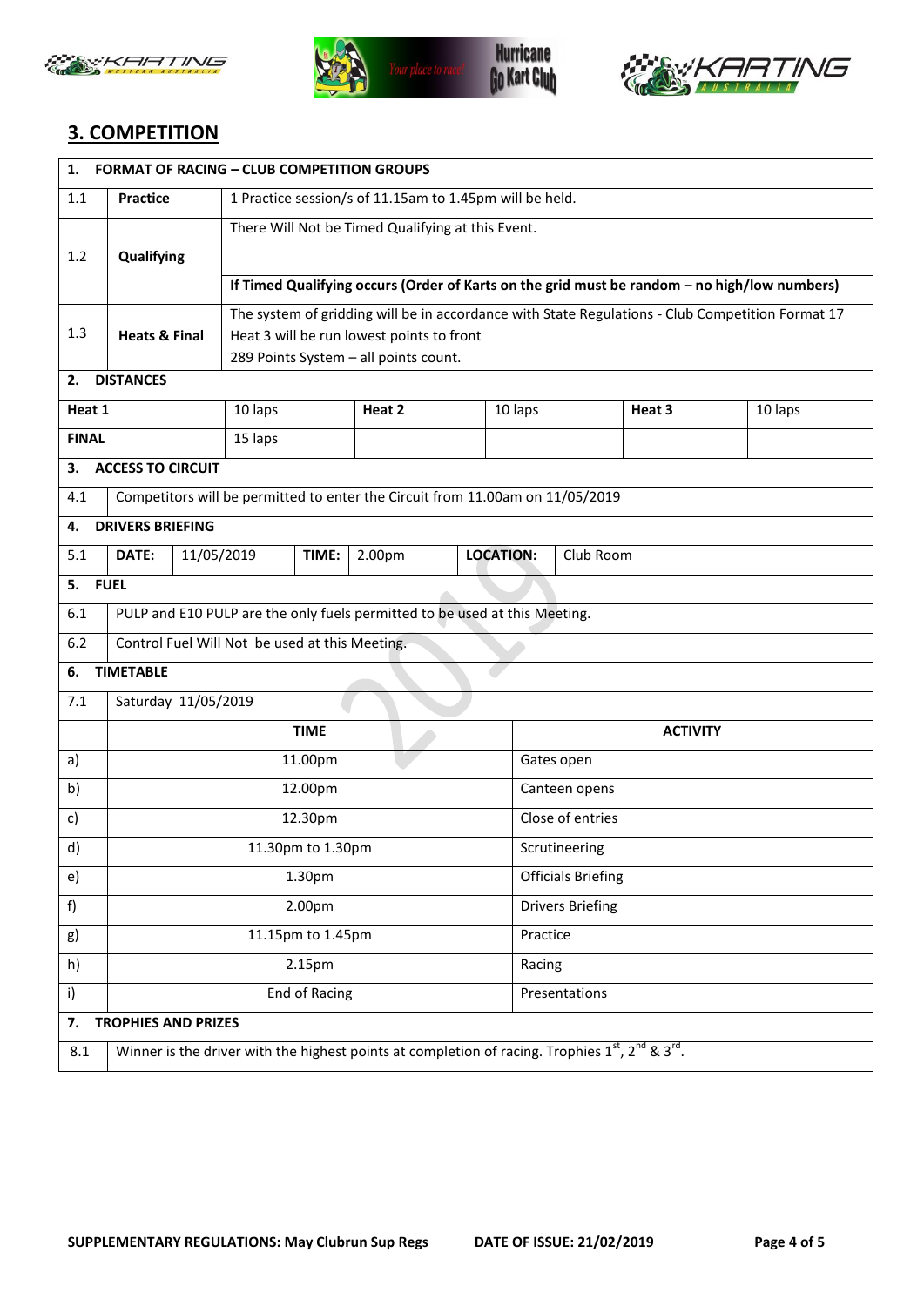## 3. COMPETITION

| 1. | FORMAT OF RACING – CLUB COMPETITION GROUPS | |
|---|---|---|
| 1.1 | **Practice** | 1 Practice session/s of 11.15am to 1.45pm will be held. |
| 1.2 | **Qualifying** | There Will Not be Timed Qualifying at this Event. |
| | | **If Timed Qualifying occurs (Order of Karts on the grid must be random – no high/low numbers)** |
| 1.3 | **Heats & Final** | The system of gridding will be in accordance with State Regulations - Club Competition Format 17<br>Heat 3 will be run lowest points to front<br>289 Points System – all points count. |

**2. DISTANCES**

| Heat 1 | 10 laps | Heat 2 | 10 laps | Heat 3 | 10 laps |
|---|---|---|---|---|---|
| **FINAL** | 15 laps | | | | |

**3. ACCESS TO CIRCUIT**

4.1 Competitors will be permitted to enter the Circuit from 11.00am on 11/05/2019

**4. DRIVERS BRIEFING**

| 5.1 | DATE: | 11/05/2019 | TIME: | 2.00pm | LOCATION: | Club Room |
|---|---|---|---|---|---|---|

**5. FUEL**

6.1 PULP and E10 PULP are the only fuels permitted to be used at this Meeting.

6.2 Control Fuel Will Not be used at this Meeting.

**6. TIMETABLE**

7.1 Saturday 11/05/2019

| | TIME | ACTIVITY |
|---|---|---|
| a) | 11.00pm | Gates open |
| b) | 12.00pm | Canteen opens |
| c) | 12.30pm | Close of entries |
| d) | 11.30pm to 1.30pm | Scrutineering |
| e) | 1.30pm | Officials Briefing |
| f) | 2.00pm | Drivers Briefing |
| g) | 11.15pm to 1.45pm | Practice |
| h) | 2.15pm | Racing |
| i) | End of Racing | Presentations |

**7. TROPHIES AND PRIZES**

8.1 Winner is the driver with the highest points at completion of racing. Trophies 1st, 2nd & 3rd.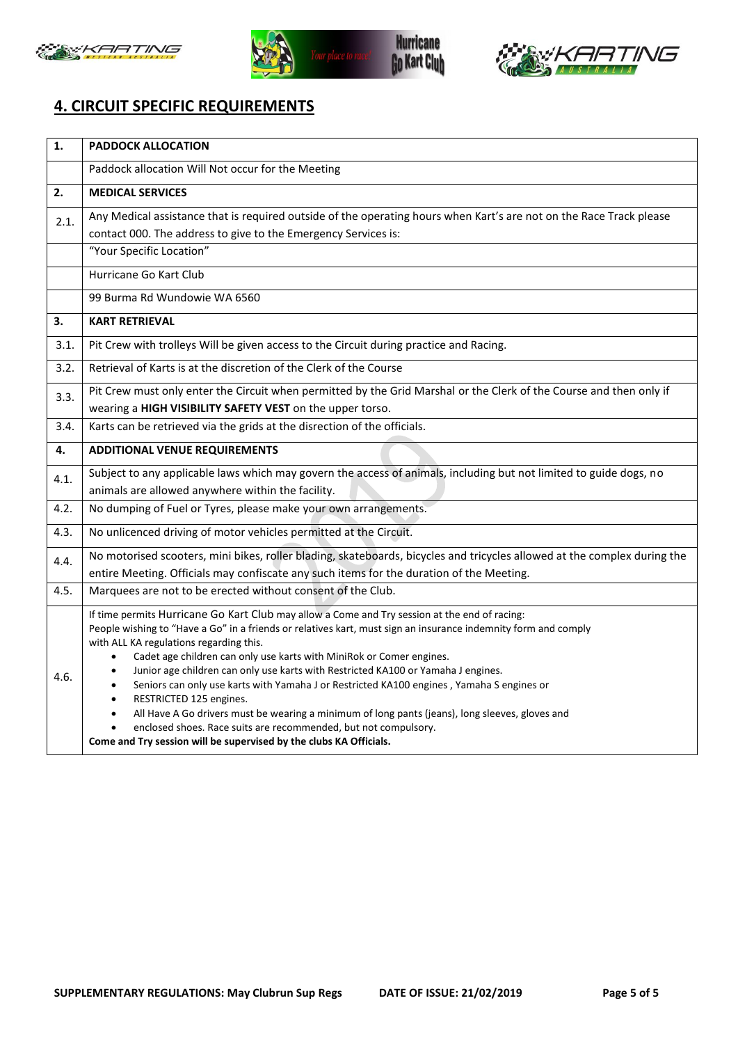## 4. CIRCUIT SPECIFIC REQUIREMENTS

| | |
|---|---|
| **1.** | **PADDOCK ALLOCATION** |
| | Paddock allocation Will Not occur for the Meeting |
| **2.** | **MEDICAL SERVICES** |
| 2.1. | Any Medical assistance that is required outside of the operating hours when Kart's are not on the Race Track please contact 000. The address to give to the Emergency Services is: |
| | "Your Specific Location" |
| | Hurricane Go Kart Club |
| | 99 Burma Rd Wundowie WA 6560 |
| **3.** | **KART RETRIEVAL** |
| 3.1. | Pit Crew with trolleys Will be given access to the Circuit during practice and Racing. |
| 3.2. | Retrieval of Karts is at the discretion of the Clerk of the Course |
| 3.3. | Pit Crew must only enter the Circuit when permitted by the Grid Marshal or the Clerk of the Course and then only if wearing a **HIGH VISIBILITY SAFETY VEST** on the upper torso. |
| 3.4. | Karts can be retrieved via the grids at the disrection of the officials. |
| **4.** | **ADDITIONAL VENUE REQUIREMENTS** |
| 4.1. | Subject to any applicable laws which may govern the access of animals, including but not limited to guide dogs, no animals are allowed anywhere within the facility. |
| 4.2. | No dumping of Fuel or Tyres, please make your own arrangements. |
| 4.3. | No unlicenced driving of motor vehicles permitted at the Circuit. |
| 4.4. | No motorised scooters, mini bikes, roller blading, skateboards, bicycles and tricycles allowed at the complex during the entire Meeting. Officials may confiscate any such items for the duration of the Meeting. |
| 4.5. | Marquees are not to be erected without consent of the Club. |
| 4.6. | If time permits Hurricane Go Kart Club may allow a Come and Try session at the end of racing:<br>People wishing to "Have a Go" in a friends or relatives kart, must sign an insurance indemnity form and comply with ALL KA regulations regarding this.<br>• Cadet age children can only use karts with MiniRok or Comer engines.<br>• Junior age children can only use karts with Restricted KA100 or Yamaha J engines.<br>• Seniors can only use karts with Yamaha J or Restricted KA100 engines , Yamaha S engines or<br>• RESTRICTED 125 engines.<br>• All Have A Go drivers must be wearing a minimum of long pants (jeans), long sleeves, gloves and<br>• enclosed shoes. Race suits are recommended, but not compulsory.<br>**Come and Try session will be supervised by the clubs KA Officials.** |

**SUPPLEMENTARY REGULATIONS: May Clubrun Sup Regs** **DATE OF ISSUE: 21/02/2019**